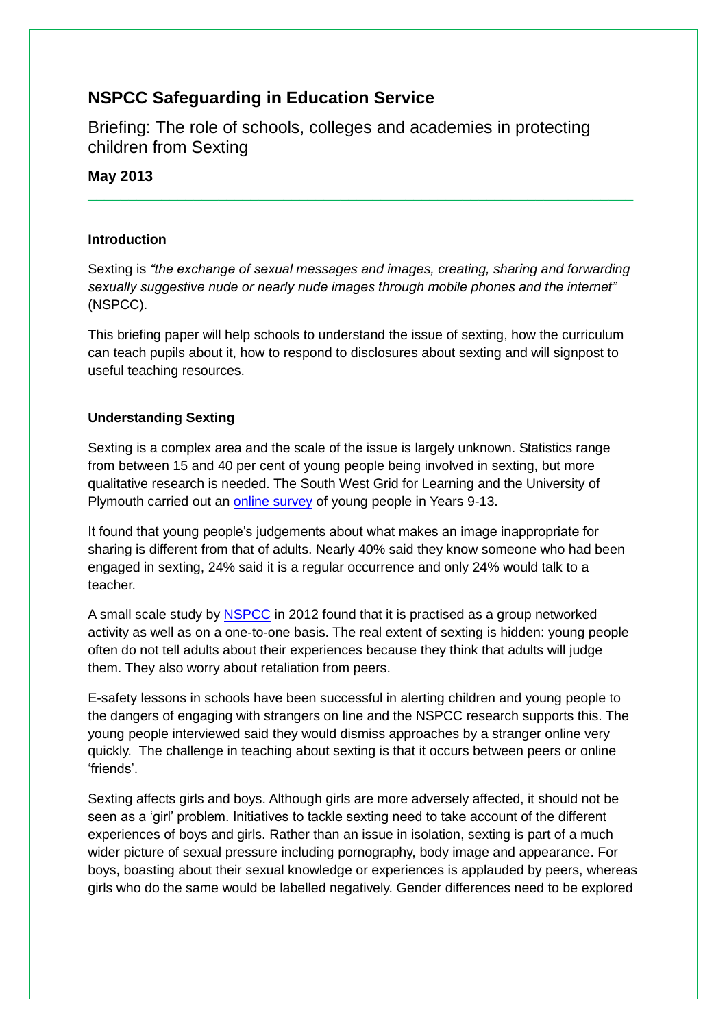# NSPCC Safeguarding in Education Service

## Briefing: The role of schools, colleges and academies in protecting children from Sexting

**May 2013**

---

### Introduction

Sexting is *"the exchange of sexual messages and images, creating, sharing and forwarding sexually suggestive nude or nearly nude images through mobile phones and the internet"* (NSPCC).

This briefing paper will help schools to understand the issue of sexting, how the curriculum can teach pupils about it, how to respond to disclosures about sexting and will signpost to useful teaching resources.

### Understanding Sexting

Sexting is a complex area and the scale of the issue is largely unknown. Statistics range from between 15 and 40 per cent of young people being involved in sexting, but more qualitative research is needed. The South West Grid for Learning and the University of Plymouth carried out an online survey of young people in Years 9-13.

It found that young people's judgements about what makes an image inappropriate for sharing is different from that of adults. Nearly 40% said they know someone who had been engaged in sexting, 24% said it is a regular occurrence and only 24% would talk to a teacher.

A small scale study by NSPCC in 2012 found that it is practised as a group networked activity as well as on a one-to-one basis. The real extent of sexting is hidden: young people often do not tell adults about their experiences because they think that adults will judge them. They also worry about retaliation from peers.

E-safety lessons in schools have been successful in alerting children and young people to the dangers of engaging with strangers on line and the NSPCC research supports this. The young people interviewed said they would dismiss approaches by a stranger online very quickly. The challenge in teaching about sexting is that it occurs between peers or online 'friends'.

Sexting affects girls and boys. Although girls are more adversely affected, it should not be seen as a 'girl' problem. Initiatives to tackle sexting need to take account of the different experiences of boys and girls. Rather than an issue in isolation, sexting is part of a much wider picture of sexual pressure including pornography, body image and appearance. For boys, boasting about their sexual knowledge or experiences is applauded by peers, whereas girls who do the same would be labelled negatively. Gender differences need to be explored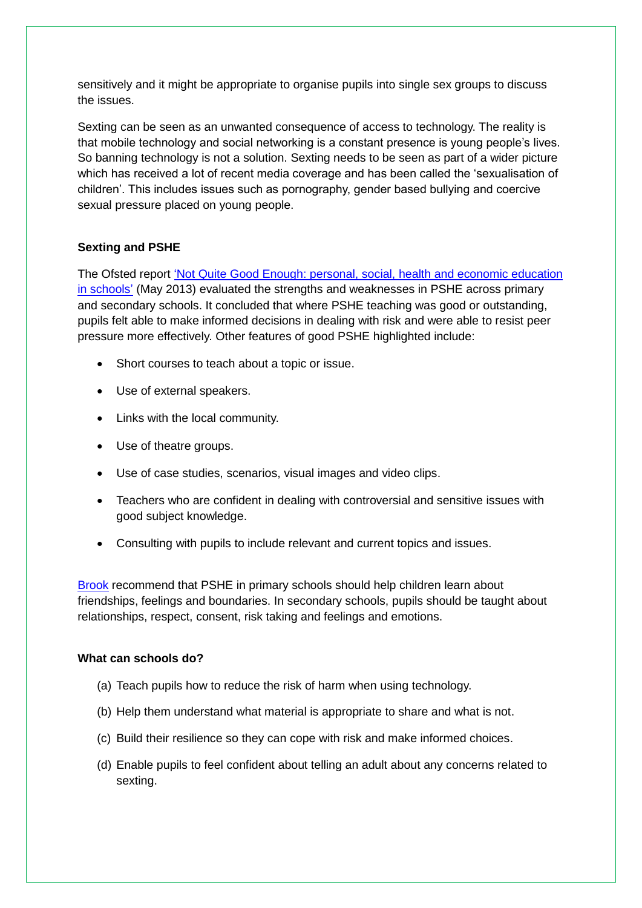sensitively and it might be appropriate to organise pupils into single sex groups to discuss the issues.

Sexting can be seen as an unwanted consequence of access to technology. The reality is that mobile technology and social networking is a constant presence is young people's lives. So banning technology is not a solution. Sexting needs to be seen as part of a wider picture which has received a lot of recent media coverage and has been called the 'sexualisation of children'. This includes issues such as pornography, gender based bullying and coercive sexual pressure placed on young people.

**Sexting and PSHE**

The Ofsted report 'Not Quite Good Enough: personal, social, health and economic education in schools' (May 2013) evaluated the strengths and weaknesses in PSHE across primary and secondary schools. It concluded that where PSHE teaching was good or outstanding, pupils felt able to make informed decisions in dealing with risk and were able to resist peer pressure more effectively. Other features of good PSHE highlighted include:

- Short courses to teach about a topic or issue.
- Use of external speakers.
- Links with the local community.
- Use of theatre groups.
- Use of case studies, scenarios, visual images and video clips.
- Teachers who are confident in dealing with controversial and sensitive issues with good subject knowledge.
- Consulting with pupils to include relevant and current topics and issues.

Brook recommend that PSHE in primary schools should help children learn about friendships, feelings and boundaries. In secondary schools, pupils should be taught about relationships, respect, consent, risk taking and feelings and emotions.

**What can schools do?**

(a) Teach pupils how to reduce the risk of harm when using technology.

(b) Help them understand what material is appropriate to share and what is not.

(c) Build their resilience so they can cope with risk and make informed choices.

(d) Enable pupils to feel confident about telling an adult about any concerns related to sexting.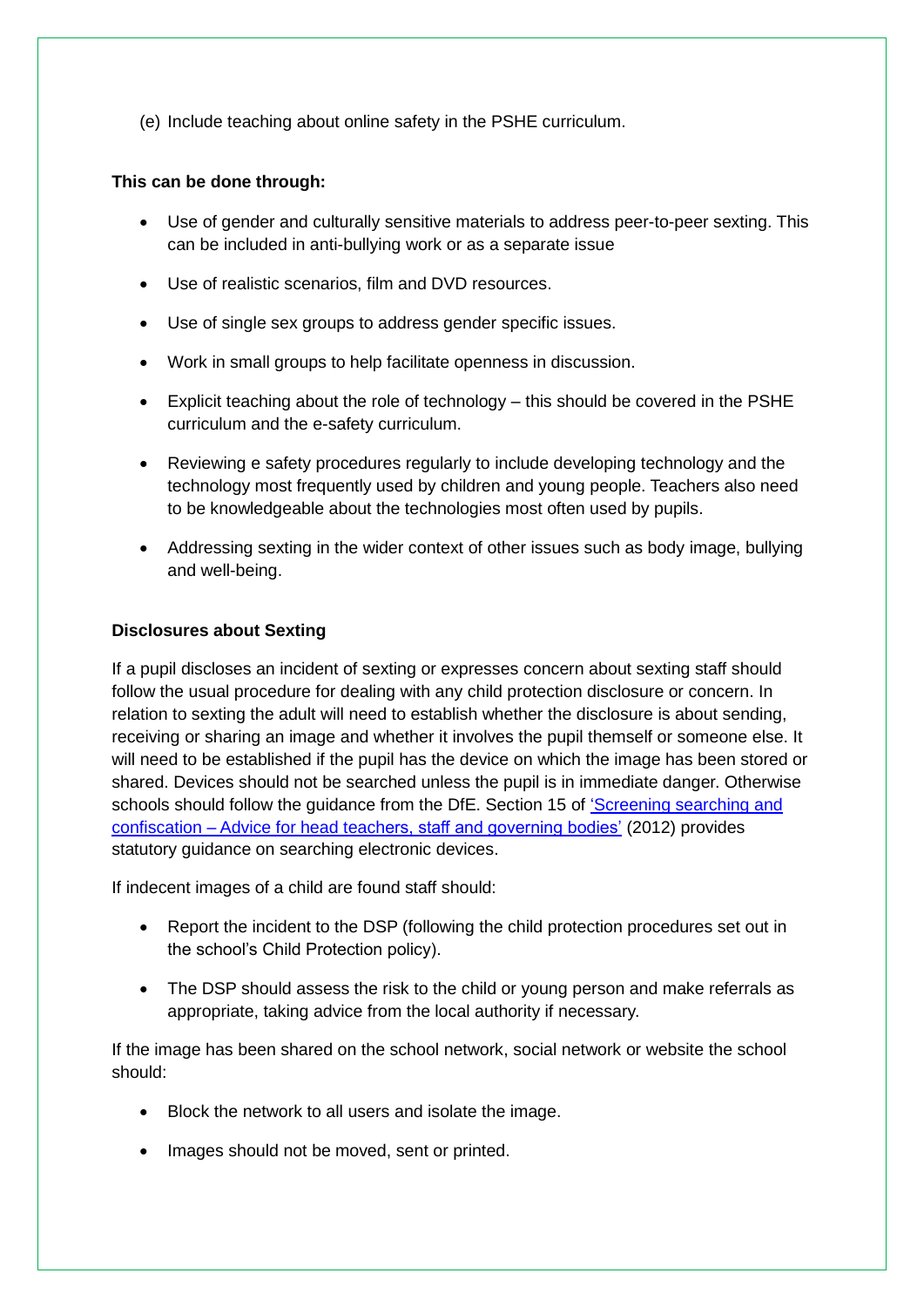(e) Include teaching about online safety in the PSHE curriculum.

**This can be done through:**

- Use of gender and culturally sensitive materials to address peer-to-peer sexting. This can be included in anti-bullying work or as a separate issue
- Use of realistic scenarios, film and DVD resources.
- Use of single sex groups to address gender specific issues.
- Work in small groups to help facilitate openness in discussion.
- Explicit teaching about the role of technology – this should be covered in the PSHE curriculum and the e-safety curriculum.
- Reviewing e safety procedures regularly to include developing technology and the technology most frequently used by children and young people. Teachers also need to be knowledgeable about the technologies most often used by pupils.
- Addressing sexting in the wider context of other issues such as body image, bullying and well-being.

**Disclosures about Sexting**

If a pupil discloses an incident of sexting or expresses concern about sexting staff should follow the usual procedure for dealing with any child protection disclosure or concern. In relation to sexting the adult will need to establish whether the disclosure is about sending, receiving or sharing an image and whether it involves the pupil themself or someone else. It will need to be established if the pupil has the device on which the image has been stored or shared. Devices should not be searched unless the pupil is in immediate danger. Otherwise schools should follow the guidance from the DfE. Section 15 of ['Screening searching and confiscation – Advice for head teachers, staff and governing bodies'] (2012) provides statutory guidance on searching electronic devices.

If indecent images of a child are found staff should:

- Report the incident to the DSP (following the child protection procedures set out in the school's Child Protection policy).
- The DSP should assess the risk to the child or young person and make referrals as appropriate, taking advice from the local authority if necessary.

If the image has been shared on the school network, social network or website the school should:

- Block the network to all users and isolate the image.
- Images should not be moved, sent or printed.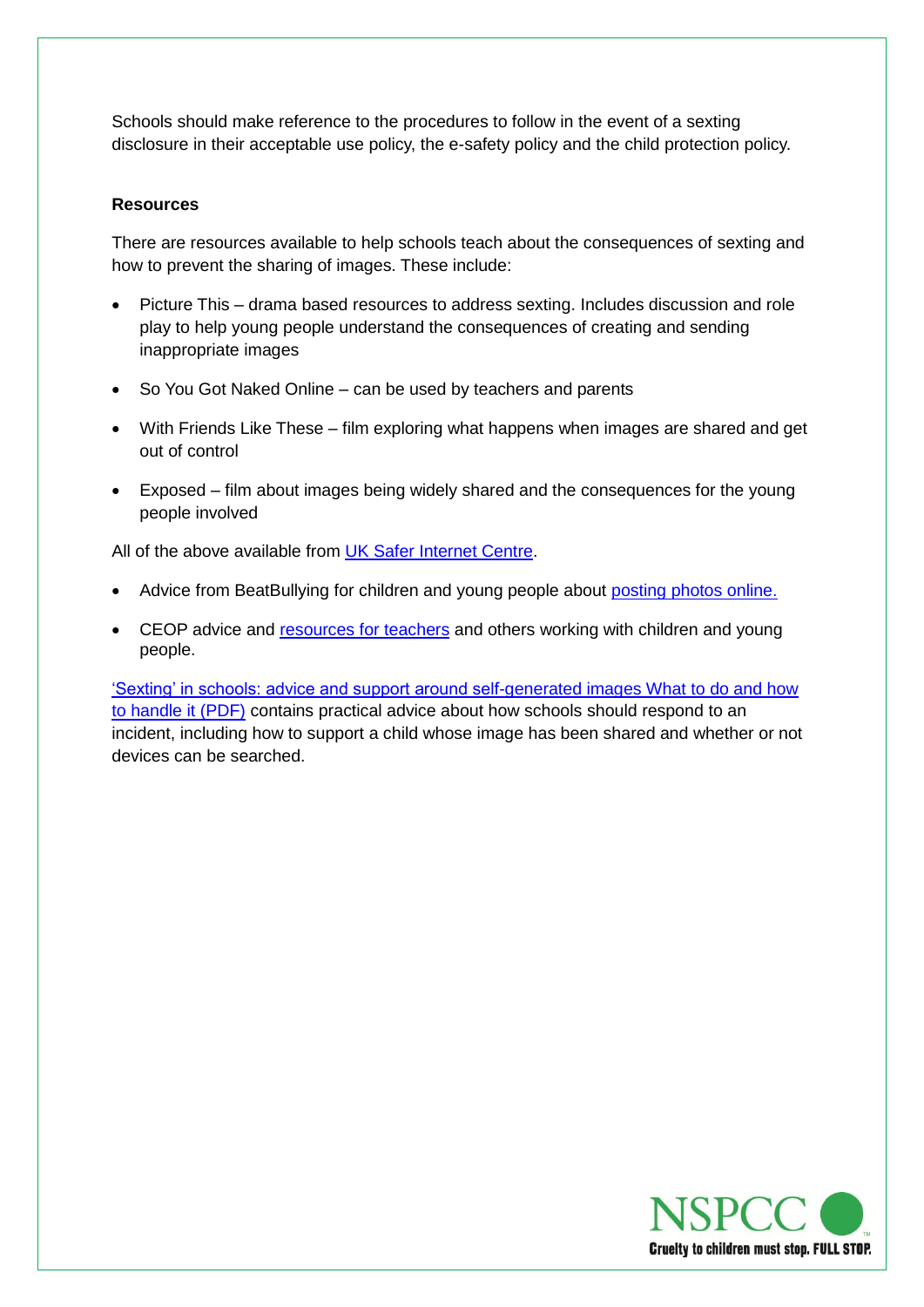Schools should make reference to the procedures to follow in the event of a sexting disclosure in their acceptable use policy, the e-safety policy and the child protection policy.

**Resources**

There are resources available to help schools teach about the consequences of sexting and how to prevent the sharing of images. These include:

- Picture This – drama based resources to address sexting. Includes discussion and role play to help young people understand the consequences of creating and sending inappropriate images
- So You Got Naked Online – can be used by teachers and parents
- With Friends Like These – film exploring what happens when images are shared and get out of control
- Exposed – film about images being widely shared and the consequences for the young people involved

All of the above available from UK Safer Internet Centre.

- Advice from BeatBullying for children and young people about posting photos online.
- CEOP advice and resources for teachers and others working with children and young people.

'Sexting' in schools: advice and support around self-generated images What to do and how to handle it (PDF) contains practical advice about how schools should respond to an incident, including how to support a child whose image has been shared and whether or not devices can be searched.

NSPCC
Cruelty to children must stop. FULL STOP.